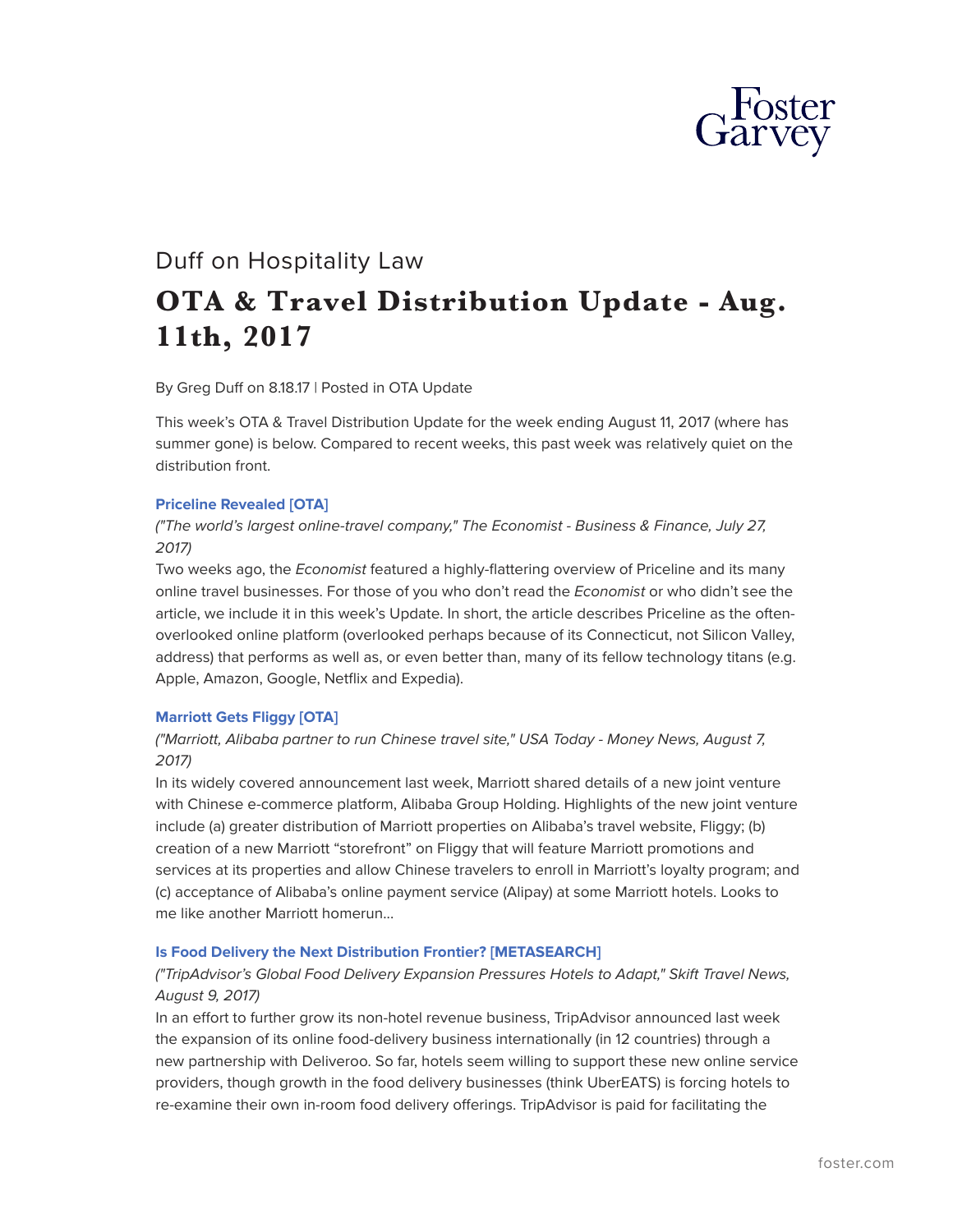Duff on Hospitality Law

# OTA & Travel Distribution Update - Aug. 11th, 2017

By Greg Duff on 8.18.17 | Posted in OTA Update

This week's OTA & Travel Distribution Update for the week ending August 11, 2017 (where has summer gone) is below. Compared to recent weeks, this past week was relatively quiet on the distribution front.

### Priceline Revealed [OTA]

*("The world's largest online-travel company," The Economist - Business & Finance, July 27, 2017)*

Two weeks ago, the *Economist* featured a highly-flattering overview of Priceline and its many online travel businesses. For those of you who don't read the *Economist* or who didn't see the article, we include it in this week's Update. In short, the article describes Priceline as the often-overlooked online platform (overlooked perhaps because of its Connecticut, not Silicon Valley, address) that performs as well as, or even better than, many of its fellow technology titans (e.g. Apple, Amazon, Google, Netflix and Expedia).

### Marriott Gets Fliggy [OTA]

*("Marriott, Alibaba partner to run Chinese travel site," USA Today - Money News, August 7, 2017)*

In its widely covered announcement last week, Marriott shared details of a new joint venture with Chinese e-commerce platform, Alibaba Group Holding. Highlights of the new joint venture include (a) greater distribution of Marriott properties on Alibaba's travel website, Fliggy; (b) creation of a new Marriott "storefront" on Fliggy that will feature Marriott promotions and services at its properties and allow Chinese travelers to enroll in Marriott's loyalty program; and (c) acceptance of Alibaba's online payment service (Alipay) at some Marriott hotels. Looks to me like another Marriott homerun...

### Is Food Delivery the Next Distribution Frontier? [METASEARCH]

*("TripAdvisor's Global Food Delivery Expansion Pressures Hotels to Adapt," Skift Travel News, August 9, 2017)*

In an effort to further grow its non-hotel revenue business, TripAdvisor announced last week the expansion of its online food-delivery business internationally (in 12 countries) through a new partnership with Deliveroo. So far, hotels seem willing to support these new online service providers, though growth in the food delivery businesses (think UberEATS) is forcing hotels to re-examine their own in-room food delivery offerings. TripAdvisor is paid for facilitating the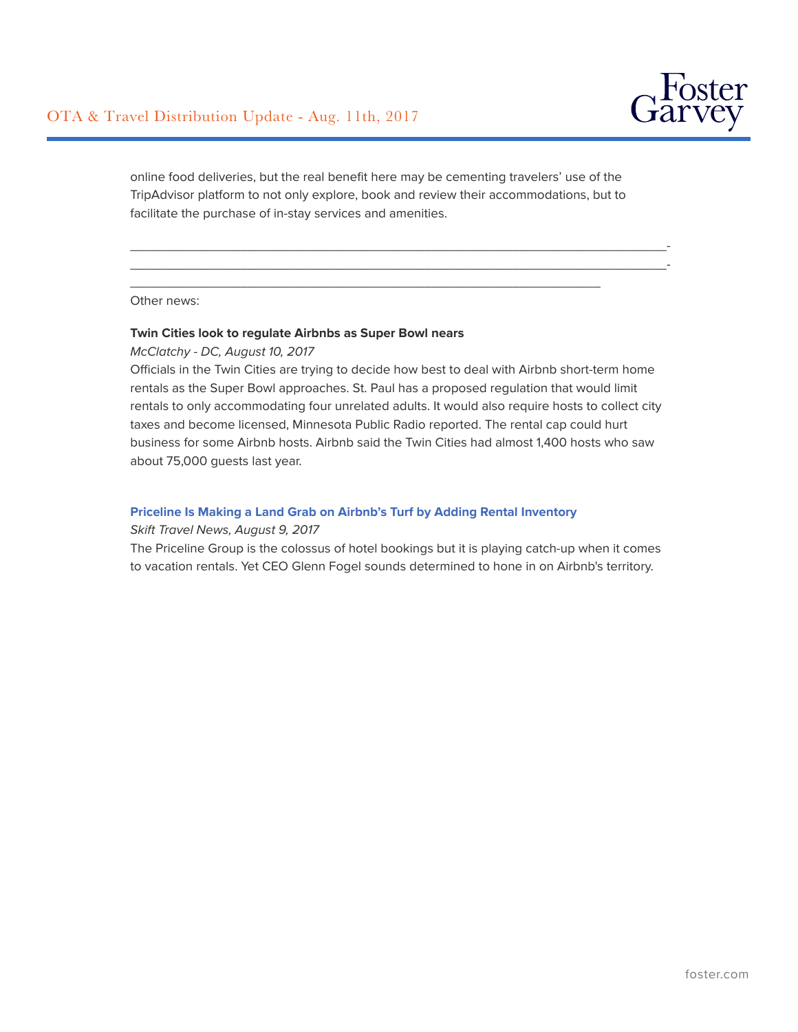online food deliveries, but the real benefit here may be cementing travelers' use of the TripAdvisor platform to not only explore, book and review their accommodations, but to facilitate the purchase of in-stay services and amenities.

---

Other news:

**Twin Cities look to regulate Airbnbs as Super Bowl nears**

*McClatchy - DC, August 10, 2017*

Officials in the Twin Cities are trying to decide how best to deal with Airbnb short-term home rentals as the Super Bowl approaches. St. Paul has a proposed regulation that would limit rentals to only accommodating four unrelated adults. It would also require hosts to collect city taxes and become licensed, Minnesota Public Radio reported. The rental cap could hurt business for some Airbnb hosts. Airbnb said the Twin Cities had almost 1,400 hosts who saw about 75,000 guests last year.

**Priceline Is Making a Land Grab on Airbnb's Turf by Adding Rental Inventory**

*Skift Travel News, August 9, 2017*

The Priceline Group is the colossus of hotel bookings but it is playing catch-up when it comes to vacation rentals. Yet CEO Glenn Fogel sounds determined to hone in on Airbnb's territory.